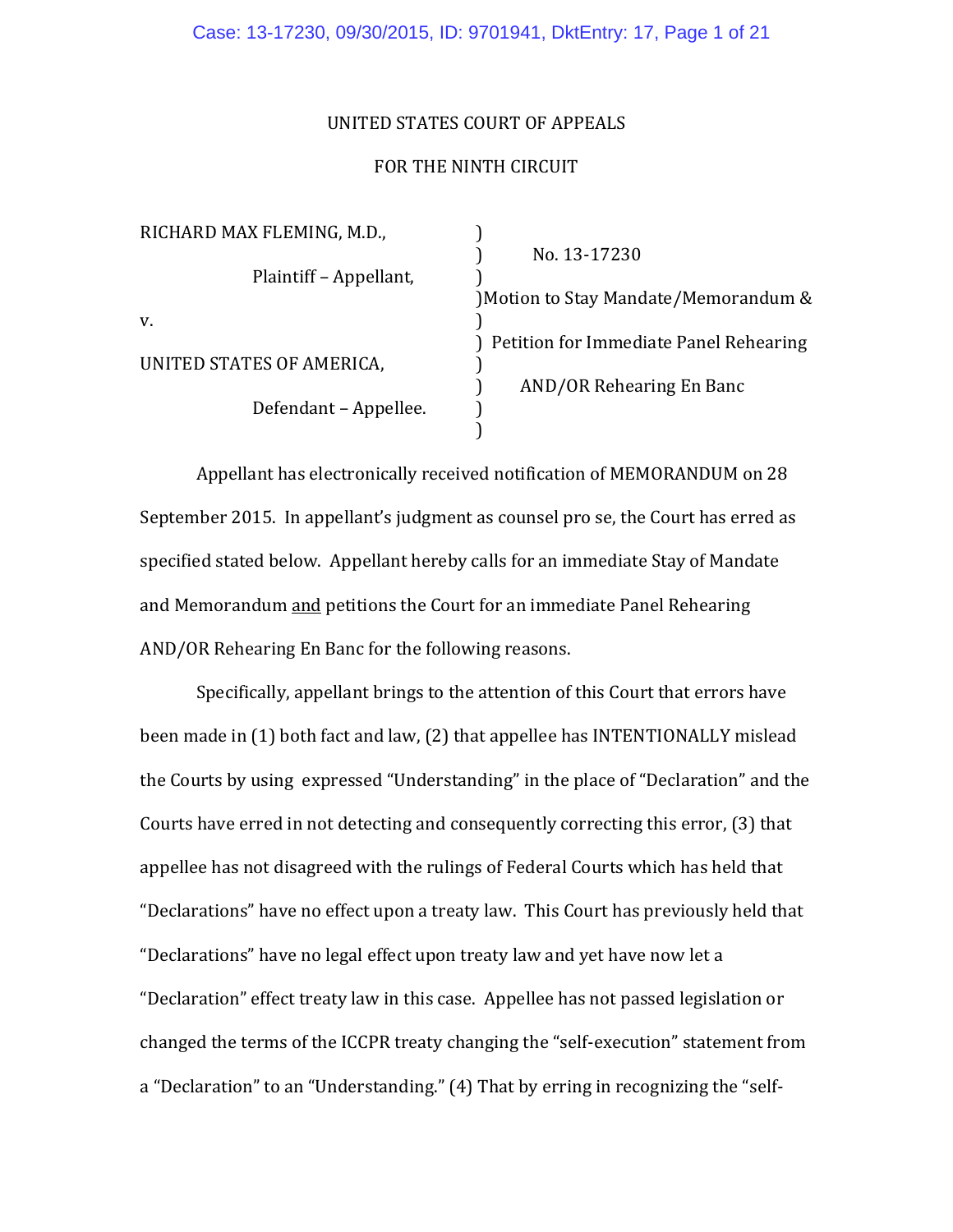UNITED STATES COURT OF APPEALS

FOR THE NINTH CIRCUIT

| | |
|---|---|
| RICHARD MAX FLEMING, M.D., | No. 13-17230 |
| Plaintiff – Appellant, | Motion to Stay Mandate/Memorandum & |
| v. | Petition for Immediate Panel Rehearing |
| UNITED STATES OF AMERICA, | AND/OR Rehearing En Banc |
| Defendant – Appellee. | |

Appellant has electronically received notification of MEMORANDUM on 28 September 2015. In appellant's judgment as counsel pro se, the Court has erred as specified stated below. Appellant hereby calls for an immediate Stay of Mandate and Memorandum and petitions the Court for an immediate Panel Rehearing AND/OR Rehearing En Banc for the following reasons.

Specifically, appellant brings to the attention of this Court that errors have been made in (1) both fact and law, (2) that appellee has INTENTIONALLY mislead the Courts by using expressed "Understanding" in the place of "Declaration" and the Courts have erred in not detecting and consequently correcting this error, (3) that appellee has not disagreed with the rulings of Federal Courts which has held that "Declarations" have no effect upon a treaty law. This Court has previously held that "Declarations" have no legal effect upon treaty law and yet have now let a "Declaration" effect treaty law in this case. Appellee has not passed legislation or changed the terms of the ICCPR treaty changing the "self-execution" statement from a "Declaration" to an "Understanding." (4) That by erring in recognizing the "self-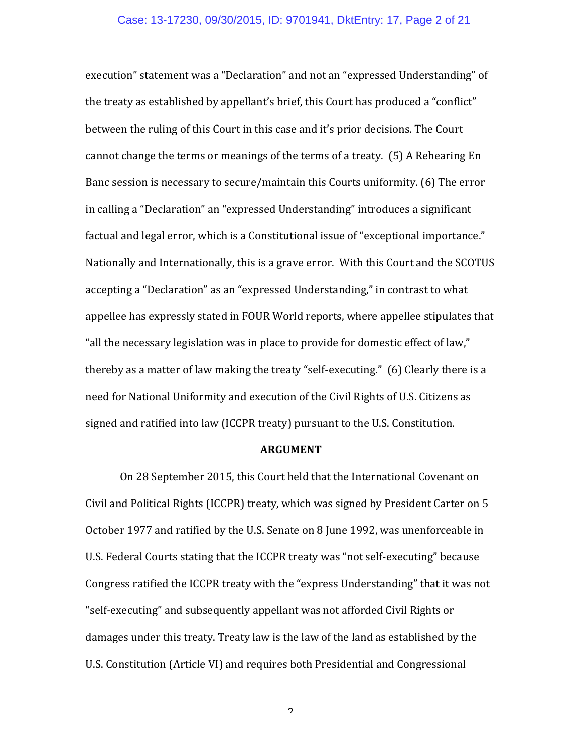execution" statement was a "Declaration" and not an "expressed Understanding" of the treaty as established by appellant's brief, this Court has produced a "conflict" between the ruling of this Court in this case and it's prior decisions. The Court cannot change the terms or meanings of the terms of a treaty. (5) A Rehearing En Banc session is necessary to secure/maintain this Courts uniformity. (6) The error in calling a "Declaration" an "expressed Understanding" introduces a significant factual and legal error, which is a Constitutional issue of "exceptional importance." Nationally and Internationally, this is a grave error. With this Court and the SCOTUS accepting a "Declaration" as an "expressed Understanding," in contrast to what appellee has expressly stated in FOUR World reports, where appellee stipulates that "all the necessary legislation was in place to provide for domestic effect of law," thereby as a matter of law making the treaty "self-executing." (6) Clearly there is a need for National Uniformity and execution of the Civil Rights of U.S. Citizens as signed and ratified into law (ICCPR treaty) pursuant to the U.S. Constitution.

## ARGUMENT

On 28 September 2015, this Court held that the International Covenant on Civil and Political Rights (ICCPR) treaty, which was signed by President Carter on 5 October 1977 and ratified by the U.S. Senate on 8 June 1992, was unenforceable in U.S. Federal Courts stating that the ICCPR treaty was "not self-executing" because Congress ratified the ICCPR treaty with the "express Understanding" that it was not "self-executing" and subsequently appellant was not afforded Civil Rights or damages under this treaty. Treaty law is the law of the land as established by the U.S. Constitution (Article VI) and requires both Presidential and Congressional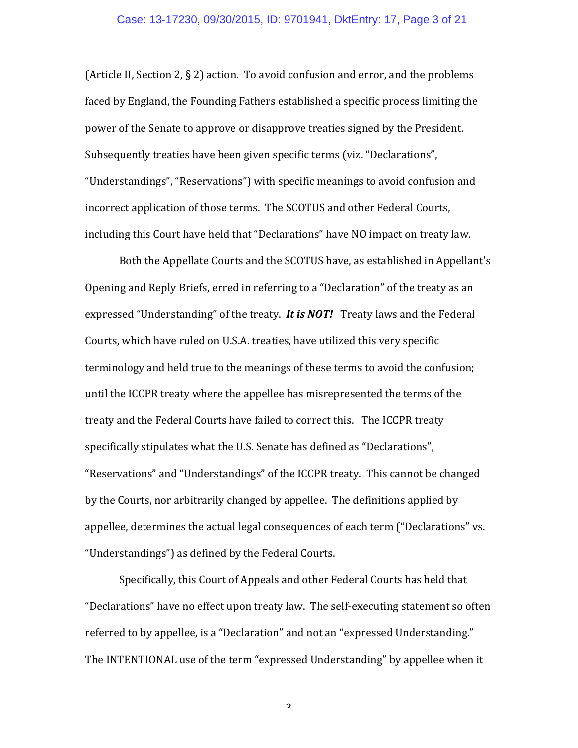(Article II, Section 2, § 2) action. To avoid confusion and error, and the problems faced by England, the Founding Fathers established a specific process limiting the power of the Senate to approve or disapprove treaties signed by the President. Subsequently treaties have been given specific terms (viz. "Declarations", "Understandings", "Reservations") with specific meanings to avoid confusion and incorrect application of those terms. The SCOTUS and other Federal Courts, including this Court have held that "Declarations" have NO impact on treaty law.

Both the Appellate Courts and the SCOTUS have, as established in Appellant's Opening and Reply Briefs, erred in referring to a "Declaration" of the treaty as an expressed "Understanding" of the treaty. ***It is NOT!*** Treaty laws and the Federal Courts, which have ruled on U.S.A. treaties, have utilized this very specific terminology and held true to the meanings of these terms to avoid the confusion; until the ICCPR treaty where the appellee has misrepresented the terms of the treaty and the Federal Courts have failed to correct this. The ICCPR treaty specifically stipulates what the U.S. Senate has defined as "Declarations", "Reservations" and "Understandings" of the ICCPR treaty. This cannot be changed by the Courts, nor arbitrarily changed by appellee. The definitions applied by appellee, determines the actual legal consequences of each term ("Declarations" vs. "Understandings") as defined by the Federal Courts.

Specifically, this Court of Appeals and other Federal Courts has held that "Declarations" have no effect upon treaty law. The self-executing statement so often referred to by appellee, is a "Declaration" and not an "expressed Understanding." The INTENTIONAL use of the term "expressed Understanding" by appellee when it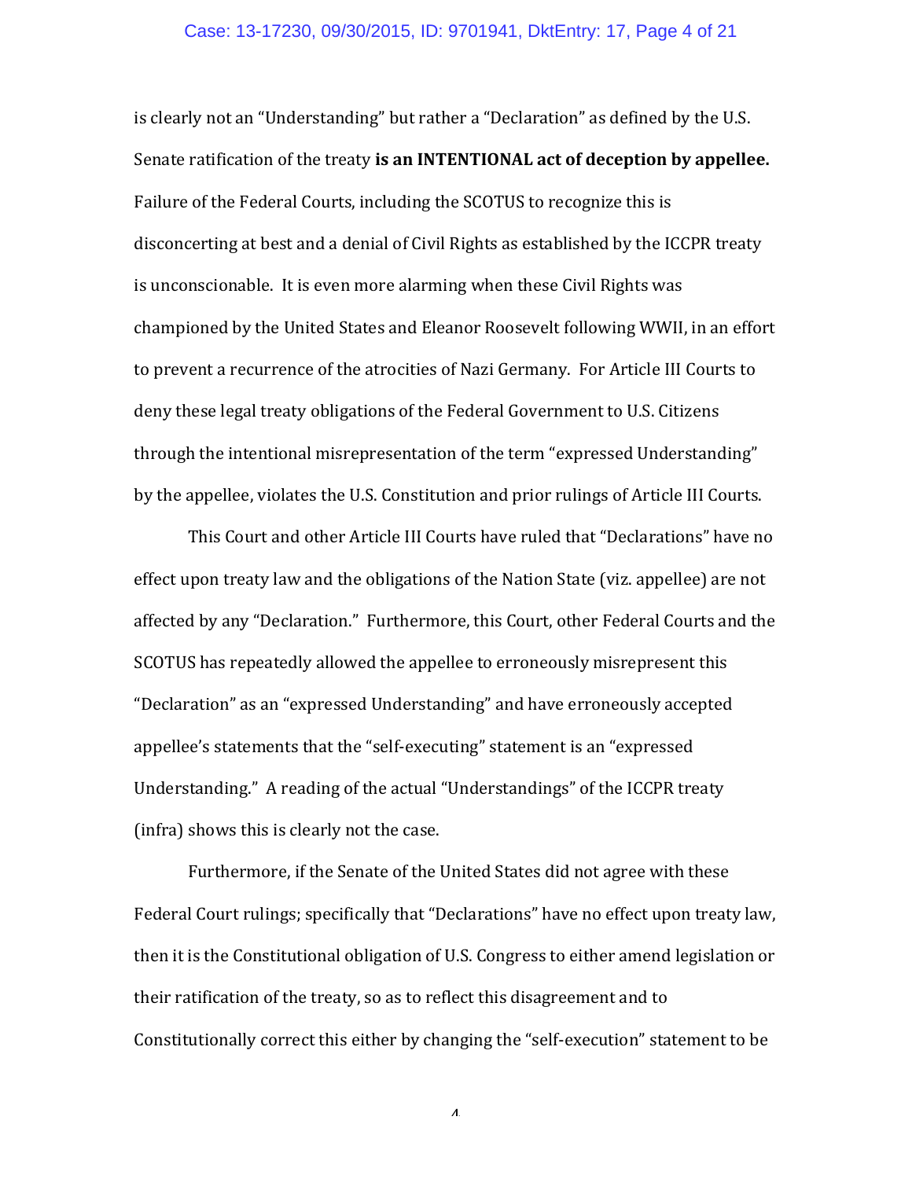is clearly not an “Understanding” but rather a “Declaration” as defined by the U.S. Senate ratification of the treaty **is an INTENTIONAL act of deception by appellee.** Failure of the Federal Courts, including the SCOTUS to recognize this is disconcerting at best and a denial of Civil Rights as established by the ICCPR treaty is unconscionable. It is even more alarming when these Civil Rights was championed by the United States and Eleanor Roosevelt following WWII, in an effort to prevent a recurrence of the atrocities of Nazi Germany. For Article III Courts to deny these legal treaty obligations of the Federal Government to U.S. Citizens through the intentional misrepresentation of the term “expressed Understanding” by the appellee, violates the U.S. Constitution and prior rulings of Article III Courts.

This Court and other Article III Courts have ruled that “Declarations” have no effect upon treaty law and the obligations of the Nation State (viz. appellee) are not affected by any “Declaration.” Furthermore, this Court, other Federal Courts and the SCOTUS has repeatedly allowed the appellee to erroneously misrepresent this “Declaration” as an “expressed Understanding” and have erroneously accepted appellee’s statements that the “self-executing” statement is an “expressed Understanding.” A reading of the actual “Understandings” of the ICCPR treaty (infra) shows this is clearly not the case.

Furthermore, if the Senate of the United States did not agree with these Federal Court rulings; specifically that “Declarations” have no effect upon treaty law, then it is the Constitutional obligation of U.S. Congress to either amend legislation or their ratification of the treaty, so as to reflect this disagreement and to Constitutionally correct this either by changing the “self-execution” statement to be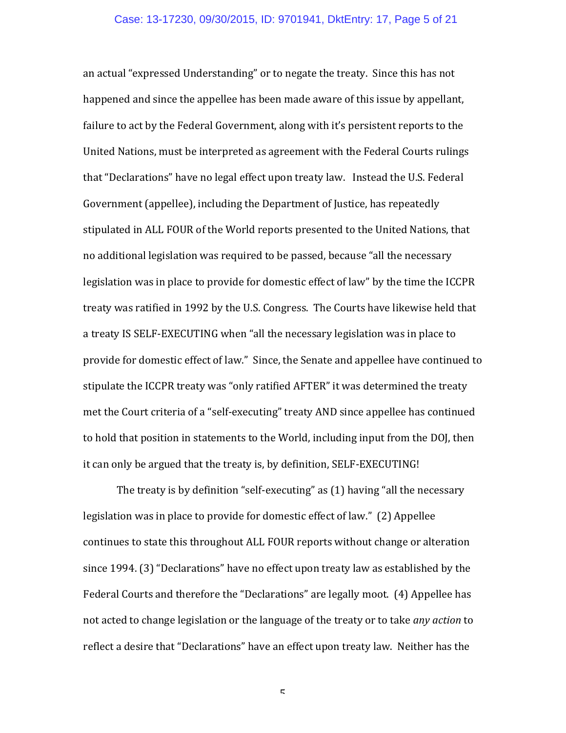an actual "expressed Understanding" or to negate the treaty. Since this has not happened and since the appellee has been made aware of this issue by appellant, failure to act by the Federal Government, along with it's persistent reports to the United Nations, must be interpreted as agreement with the Federal Courts rulings that "Declarations" have no legal effect upon treaty law. Instead the U.S. Federal Government (appellee), including the Department of Justice, has repeatedly stipulated in ALL FOUR of the World reports presented to the United Nations, that no additional legislation was required to be passed, because "all the necessary legislation was in place to provide for domestic effect of law" by the time the ICCPR treaty was ratified in 1992 by the U.S. Congress. The Courts have likewise held that a treaty IS SELF-EXECUTING when "all the necessary legislation was in place to provide for domestic effect of law." Since, the Senate and appellee have continued to stipulate the ICCPR treaty was "only ratified AFTER" it was determined the treaty met the Court criteria of a "self-executing" treaty AND since appellee has continued to hold that position in statements to the World, including input from the DOJ, then it can only be argued that the treaty is, by definition, SELF-EXECUTING!

The treaty is by definition "self-executing" as (1) having "all the necessary legislation was in place to provide for domestic effect of law." (2) Appellee continues to state this throughout ALL FOUR reports without change or alteration since 1994. (3) "Declarations" have no effect upon treaty law as established by the Federal Courts and therefore the "Declarations" are legally moot. (4) Appellee has not acted to change legislation or the language of the treaty or to take *any action* to reflect a desire that "Declarations" have an effect upon treaty law. Neither has the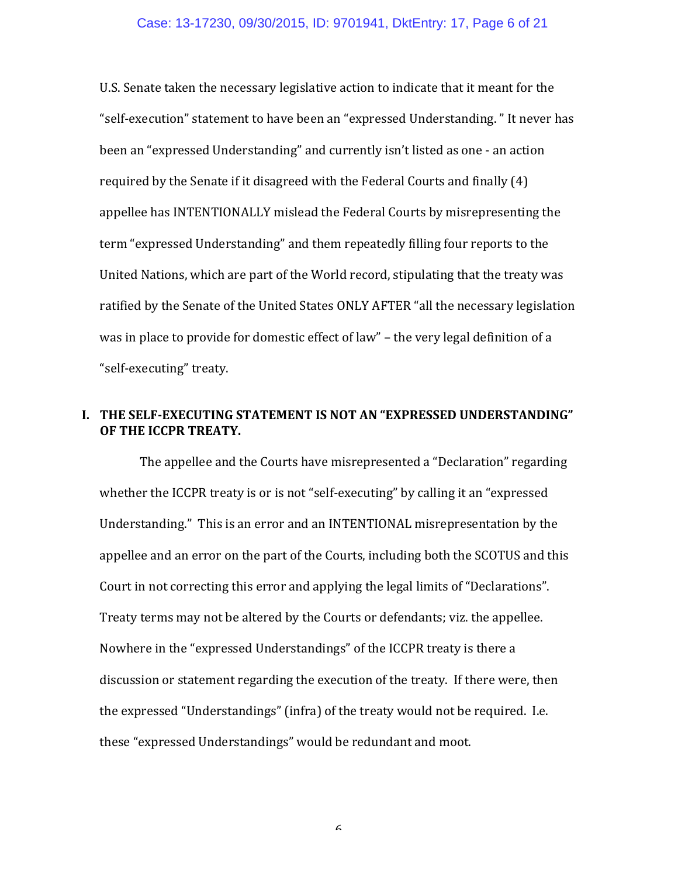U.S. Senate taken the necessary legislative action to indicate that it meant for the "self-execution" statement to have been an "expressed Understanding. " It never has been an "expressed Understanding" and currently isn't listed as one - an action required by the Senate if it disagreed with the Federal Courts and finally (4) appellee has INTENTIONALLY mislead the Federal Courts by misrepresenting the term "expressed Understanding" and them repeatedly filling four reports to the United Nations, which are part of the World record, stipulating that the treaty was ratified by the Senate of the United States ONLY AFTER "all the necessary legislation was in place to provide for domestic effect of law" – the very legal definition of a "self-executing" treaty.

## I. THE SELF-EXECUTING STATEMENT IS NOT AN "EXPRESSED UNDERSTANDING" OF THE ICCPR TREATY.

The appellee and the Courts have misrepresented a "Declaration" regarding whether the ICCPR treaty is or is not "self-executing" by calling it an "expressed Understanding." This is an error and an INTENTIONAL misrepresentation by the appellee and an error on the part of the Courts, including both the SCOTUS and this Court in not correcting this error and applying the legal limits of "Declarations". Treaty terms may not be altered by the Courts or defendants; viz. the appellee. Nowhere in the "expressed Understandings" of the ICCPR treaty is there a discussion or statement regarding the execution of the treaty. If there were, then the expressed "Understandings" (infra) of the treaty would not be required. I.e. these "expressed Understandings" would be redundant and moot.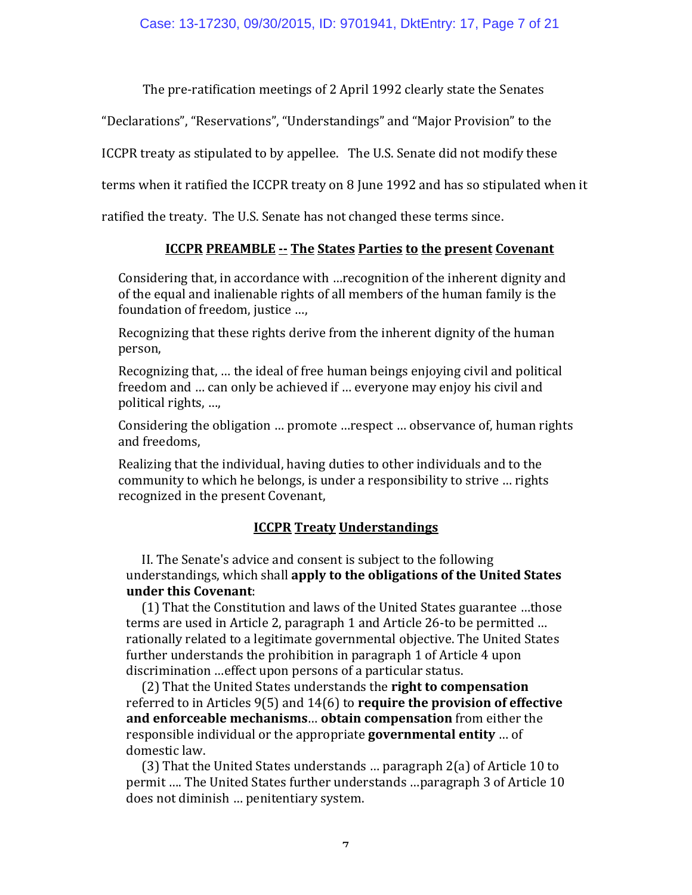The pre-ratification meetings of 2 April 1992 clearly state the Senates "Declarations", "Reservations", "Understandings" and "Major Provision" to the ICCPR treaty as stipulated to by appellee. The U.S. Senate did not modify these terms when it ratified the ICCPR treaty on 8 June 1992 and has so stipulated when it ratified the treaty. The U.S. Senate has not changed these terms since.

## ICCPR PREAMBLE -- The States Parties to the present Covenant

Considering that, in accordance with …recognition of the inherent dignity and of the equal and inalienable rights of all members of the human family is the foundation of freedom, justice …,

Recognizing that these rights derive from the inherent dignity of the human person,

Recognizing that, … the ideal of free human beings enjoying civil and political freedom and … can only be achieved if … everyone may enjoy his civil and political rights, …,

Considering the obligation … promote …respect … observance of, human rights and freedoms,

Realizing that the individual, having duties to other individuals and to the community to which he belongs, is under a responsibility to strive … rights recognized in the present Covenant,

## ICCPR Treaty Understandings

II. The Senate's advice and consent is subject to the following understandings, which shall **apply to the obligations of the United States under this Covenant**:

(1) That the Constitution and laws of the United States guarantee …those terms are used in Article 2, paragraph 1 and Article 26-to be permitted … rationally related to a legitimate governmental objective. The United States further understands the prohibition in paragraph 1 of Article 4 upon discrimination …effect upon persons of a particular status.

(2) That the United States understands the **right to compensation** referred to in Articles 9(5) and 14(6) to **require the provision of effective and enforceable mechanisms**… **obtain compensation** from either the responsible individual or the appropriate **governmental entity** … of domestic law.

(3) That the United States understands … paragraph 2(a) of Article 10 to permit …. The United States further understands …paragraph 3 of Article 10 does not diminish … penitentiary system.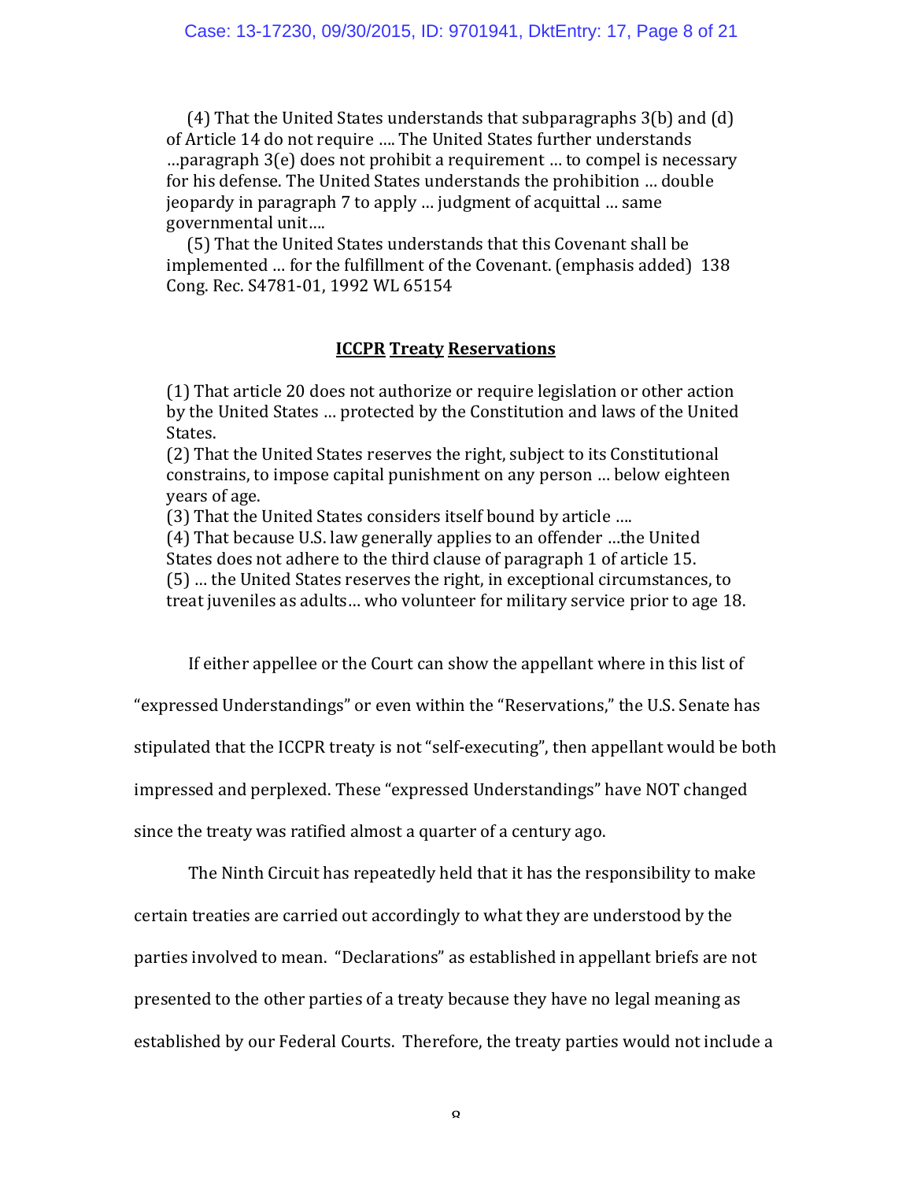(4) That the United States understands that subparagraphs 3(b) and (d) of Article 14 do not require …. The United States further understands …paragraph 3(e) does not prohibit a requirement … to compel is necessary for his defense. The United States understands the prohibition … double jeopardy in paragraph 7 to apply … judgment of acquittal … same governmental unit….

(5) That the United States understands that this Covenant shall be implemented … for the fulfillment of the Covenant. (emphasis added) 138 Cong. Rec. S4781-01, 1992 WL 65154

## **ICCPR Treaty Reservations**

(1) That article 20 does not authorize or require legislation or other action by the United States … protected by the Constitution and laws of the United States.
(2) That the United States reserves the right, subject to its Constitutional constrains, to impose capital punishment on any person … below eighteen years of age.
(3) That the United States considers itself bound by article ….
(4) That because U.S. law generally applies to an offender …the United States does not adhere to the third clause of paragraph 1 of article 15.
(5) … the United States reserves the right, in exceptional circumstances, to treat juveniles as adults… who volunteer for military service prior to age 18.

If either appellee or the Court can show the appellant where in this list of "expressed Understandings" or even within the "Reservations," the U.S. Senate has stipulated that the ICCPR treaty is not "self-executing", then appellant would be both impressed and perplexed. These "expressed Understandings" have NOT changed since the treaty was ratified almost a quarter of a century ago.

The Ninth Circuit has repeatedly held that it has the responsibility to make certain treaties are carried out accordingly to what they are understood by the parties involved to mean. "Declarations" as established in appellant briefs are not presented to the other parties of a treaty because they have no legal meaning as established by our Federal Courts. Therefore, the treaty parties would not include a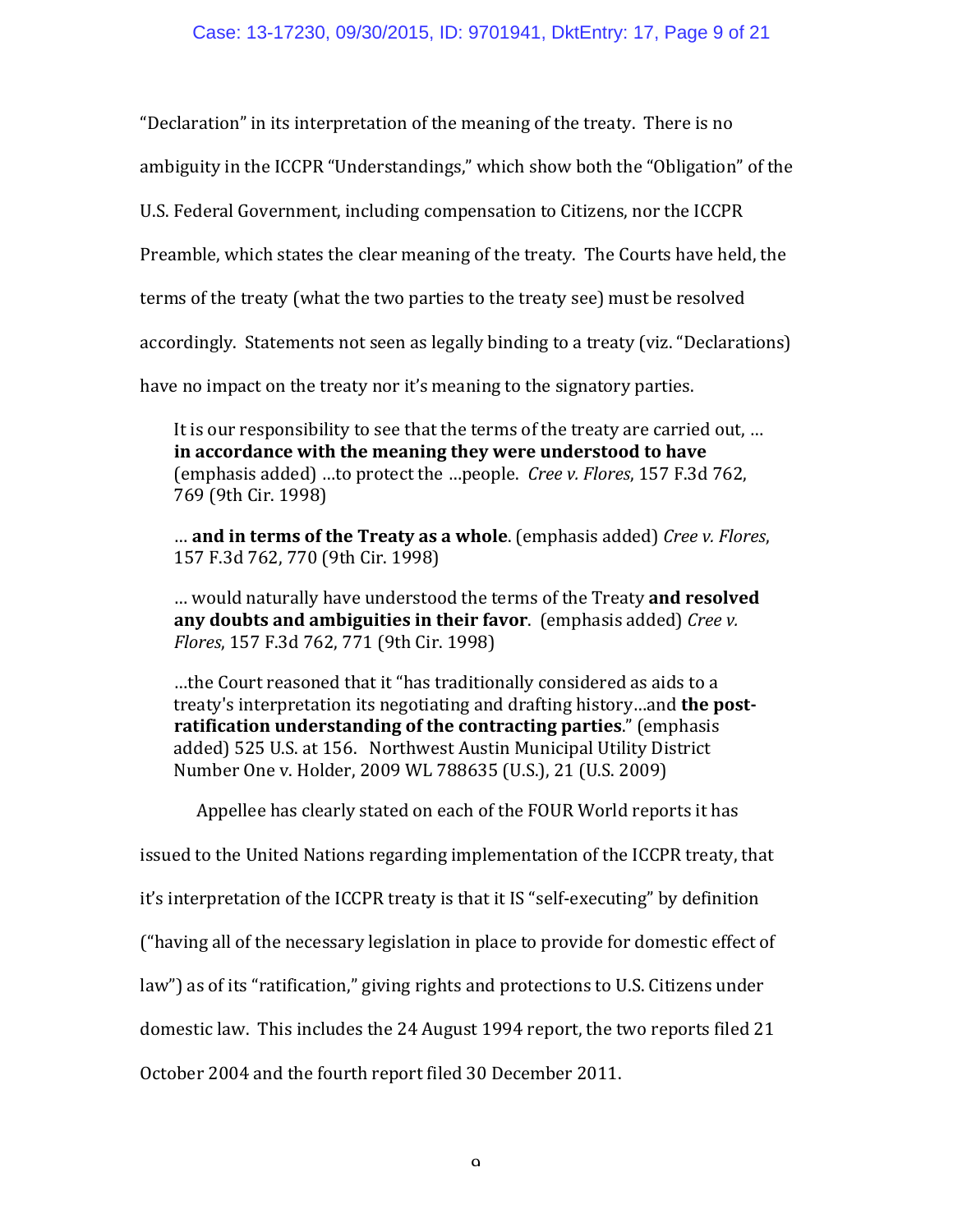"Declaration" in its interpretation of the meaning of the treaty. There is no ambiguity in the ICCPR "Understandings," which show both the "Obligation" of the U.S. Federal Government, including compensation to Citizens, nor the ICCPR Preamble, which states the clear meaning of the treaty. The Courts have held, the terms of the treaty (what the two parties to the treaty see) must be resolved accordingly. Statements not seen as legally binding to a treaty (viz. "Declarations) have no impact on the treaty nor it's meaning to the signatory parties.

> It is our responsibility to see that the terms of the treaty are carried out, … **in accordance with the meaning they were understood to have** (emphasis added) …to protect the …people. *Cree v. Flores*, 157 F.3d 762, 769 (9th Cir. 1998)

> … **and in terms of the Treaty as a whole**. (emphasis added) *Cree v. Flores*, 157 F.3d 762, 770 (9th Cir. 1998)

> … would naturally have understood the terms of the Treaty **and resolved any doubts and ambiguities in their favor**. (emphasis added) *Cree v. Flores*, 157 F.3d 762, 771 (9th Cir. 1998)

> …the Court reasoned that it "has traditionally considered as aids to a treaty's interpretation its negotiating and drafting history…and **the post-ratification understanding of the contracting parties**." (emphasis added) 525 U.S. at 156. Northwest Austin Municipal Utility District Number One v. Holder, 2009 WL 788635 (U.S.), 21 (U.S. 2009)

Appellee has clearly stated on each of the FOUR World reports it has issued to the United Nations regarding implementation of the ICCPR treaty, that it's interpretation of the ICCPR treaty is that it IS "self-executing" by definition ("having all of the necessary legislation in place to provide for domestic effect of law") as of its "ratification," giving rights and protections to U.S. Citizens under domestic law. This includes the 24 August 1994 report, the two reports filed 21 October 2004 and the fourth report filed 30 December 2011.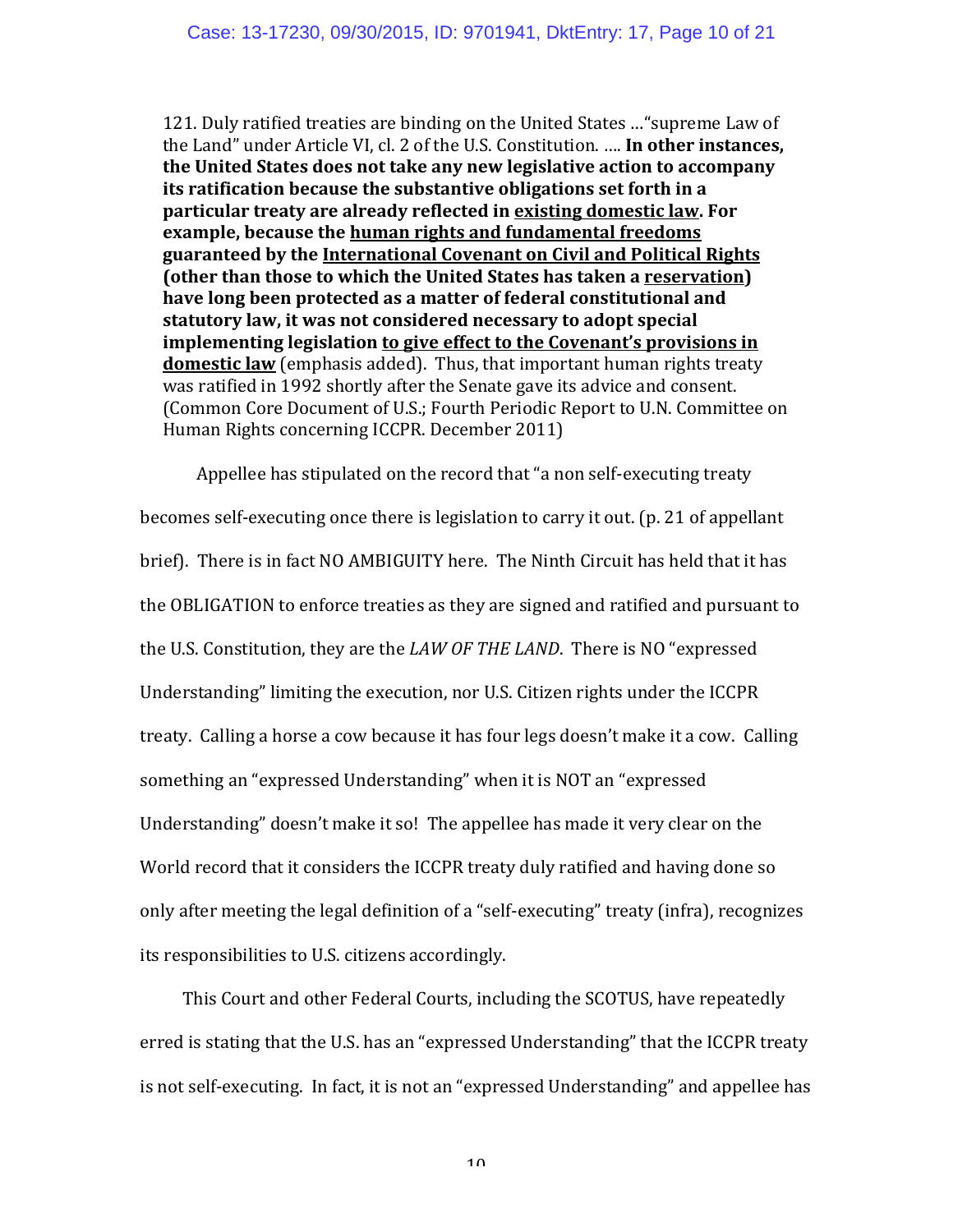121. Duly ratified treaties are binding on the United States …"supreme Law of the Land" under Article VI, cl. 2 of the U.S. Constitution. …. **In other instances, the United States does not take any new legislative action to accompany its ratification because the substantive obligations set forth in a particular treaty are already reflected in <u>existing domestic law</u>. For example, because the <u>human rights and fundamental freedoms</u> guaranteed by the <u>International Covenant on Civil and Political Rights</u> (other than those to which the United States has taken a <u>reservation</u>) have long been protected as a matter of federal constitutional and statutory law, it was not considered necessary to adopt special implementing legislation <u>to give effect to the Covenant's provisions in domestic law</u>** (emphasis added). Thus, that important human rights treaty was ratified in 1992 shortly after the Senate gave its advice and consent. (Common Core Document of U.S.; Fourth Periodic Report to U.N. Committee on Human Rights concerning ICCPR. December 2011)

Appellee has stipulated on the record that "a non self-executing treaty becomes self-executing once there is legislation to carry it out. (p. 21 of appellant brief). There is in fact NO AMBIGUITY here. The Ninth Circuit has held that it has the OBLIGATION to enforce treaties as they are signed and ratified and pursuant to the U.S. Constitution, they are the *LAW OF THE LAND*. There is NO "expressed Understanding" limiting the execution, nor U.S. Citizen rights under the ICCPR treaty. Calling a horse a cow because it has four legs doesn't make it a cow. Calling something an "expressed Understanding" when it is NOT an "expressed Understanding" doesn't make it so! The appellee has made it very clear on the World record that it considers the ICCPR treaty duly ratified and having done so only after meeting the legal definition of a "self-executing" treaty (infra), recognizes its responsibilities to U.S. citizens accordingly.

This Court and other Federal Courts, including the SCOTUS, have repeatedly erred is stating that the U.S. has an "expressed Understanding" that the ICCPR treaty is not self-executing. In fact, it is not an "expressed Understanding" and appellee has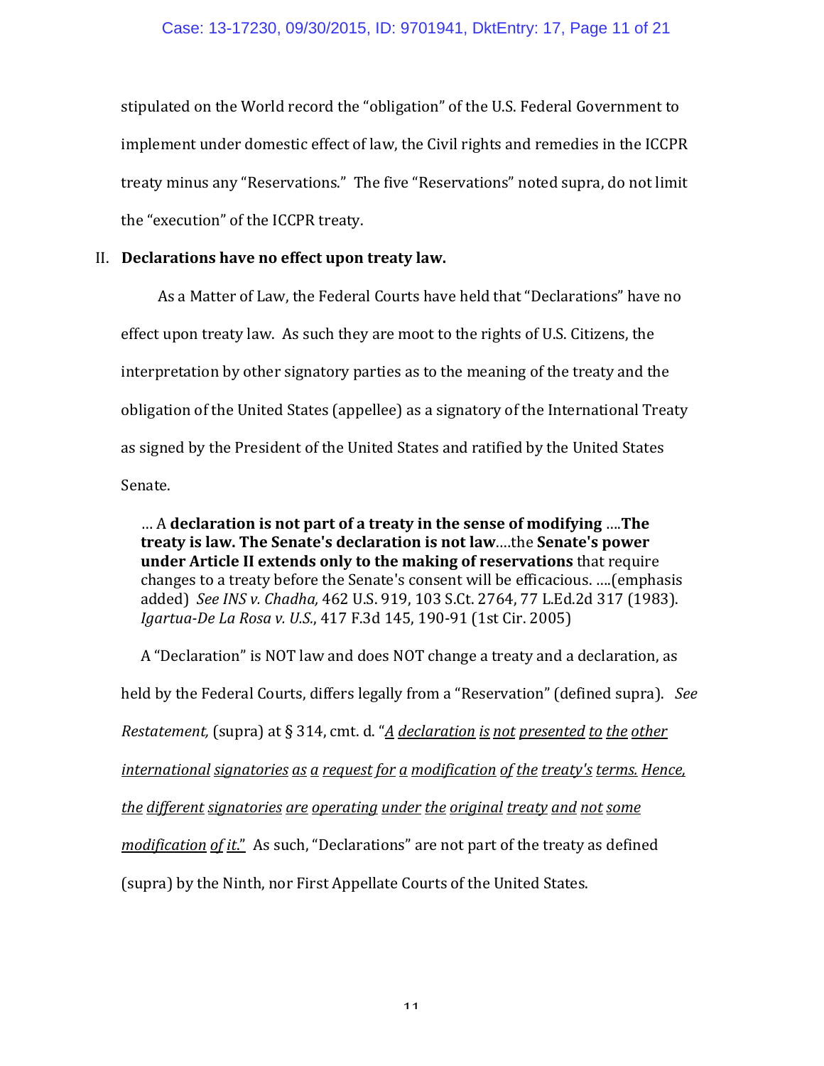stipulated on the World record the "obligation" of the U.S. Federal Government to implement under domestic effect of law, the Civil rights and remedies in the ICCPR treaty minus any "Reservations." The five "Reservations" noted supra, do not limit the "execution" of the ICCPR treaty.

## II. Declarations have no effect upon treaty law.

As a Matter of Law, the Federal Courts have held that "Declarations" have no effect upon treaty law. As such they are moot to the rights of U.S. Citizens, the interpretation by other signatory parties as to the meaning of the treaty and the obligation of the United States (appellee) as a signatory of the International Treaty as signed by the President of the United States and ratified by the United States Senate.

> … A **declaration is not part of a treaty in the sense of modifying** ….**The treaty is law. The Senate's declaration is not law**….the **Senate's power under Article II extends only to the making of reservations** that require changes to a treaty before the Senate's consent will be efficacious. ….(emphasis added) *See INS v. Chadha,* 462 U.S. 919, 103 S.Ct. 2764, 77 L.Ed.2d 317 (1983). *Igartua-De La Rosa v. U.S.*, 417 F.3d 145, 190-91 (1st Cir. 2005)

A "Declaration" is NOT law and does NOT change a treaty and a declaration, as held by the Federal Courts, differs legally from a "Reservation" (defined supra). *See Restatement,* (supra) at § 314, cmt. d. "*A declaration is not presented to the other international signatories as a request for a modification of the treaty's terms. Hence, the different signatories are operating under the original treaty and not some modification of it.*" As such, "Declarations" are not part of the treaty as defined (supra) by the Ninth, nor First Appellate Courts of the United States.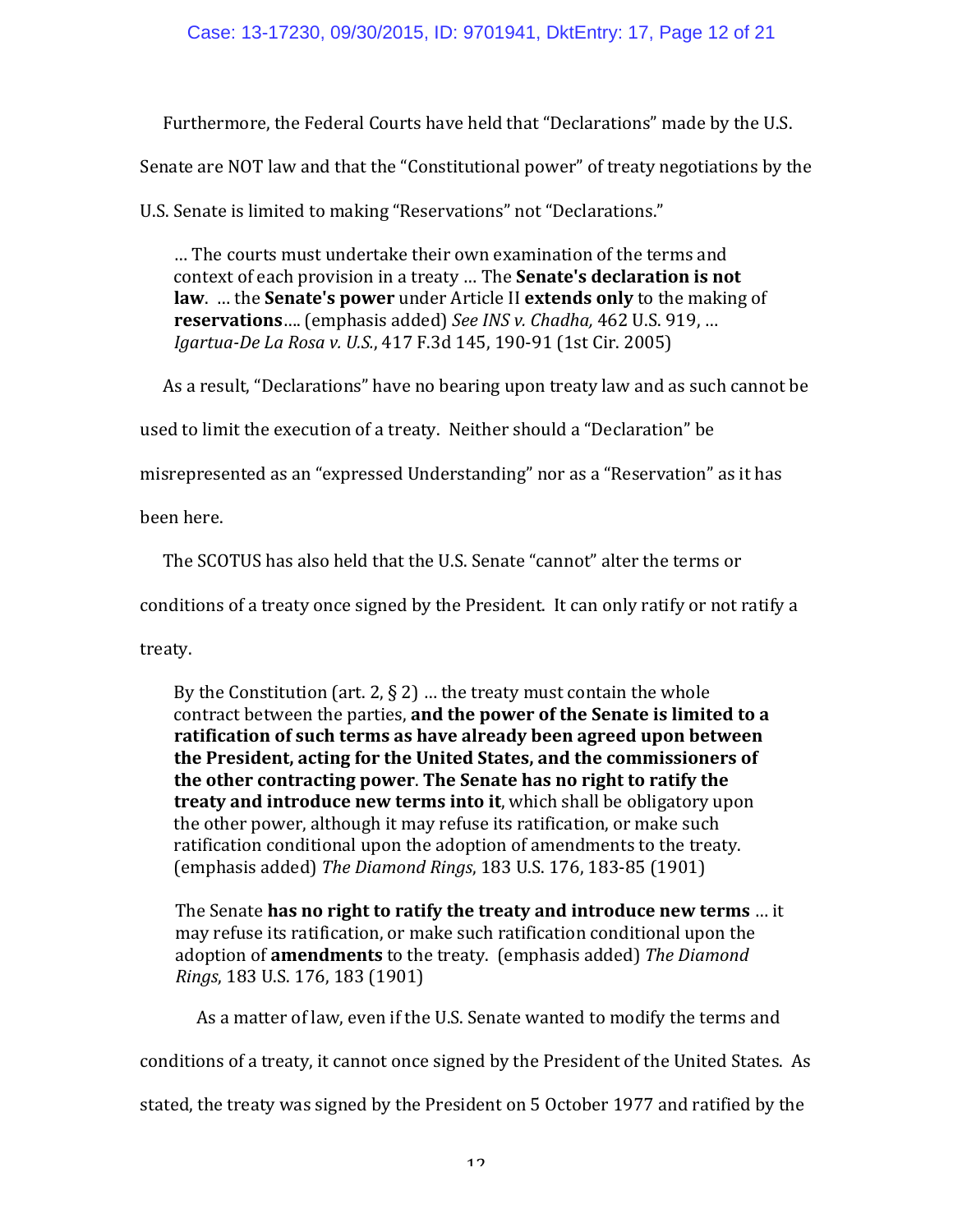Furthermore, the Federal Courts have held that "Declarations" made by the U.S. Senate are NOT law and that the "Constitutional power" of treaty negotiations by the U.S. Senate is limited to making "Reservations" not "Declarations."

> … The courts must undertake their own examination of the terms and context of each provision in a treaty … The **Senate's declaration is not law**. … the **Senate's power** under Article II **extends only** to the making of **reservations**…. (emphasis added) *See INS v. Chadha,* 462 U.S. 919, … *Igartua-De La Rosa v. U.S.*, 417 F.3d 145, 190-91 (1st Cir. 2005)

As a result, "Declarations" have no bearing upon treaty law and as such cannot be used to limit the execution of a treaty. Neither should a "Declaration" be misrepresented as an "expressed Understanding" nor as a "Reservation" as it has been here.

The SCOTUS has also held that the U.S. Senate "cannot" alter the terms or conditions of a treaty once signed by the President. It can only ratify or not ratify a treaty.

> By the Constitution (art. 2, § 2) … the treaty must contain the whole contract between the parties, **and the power of the Senate is limited to a ratification of such terms as have already been agreed upon between the President, acting for the United States, and the commissioners of the other contracting power**. **The Senate has no right to ratify the treaty and introduce new terms into it**, which shall be obligatory upon the other power, although it may refuse its ratification, or make such ratification conditional upon the adoption of amendments to the treaty. (emphasis added) *The Diamond Rings*, 183 U.S. 176, 183-85 (1901)

> The Senate **has no right to ratify the treaty and introduce new terms** … it may refuse its ratification, or make such ratification conditional upon the adoption of **amendments** to the treaty. (emphasis added) *The Diamond Rings*, 183 U.S. 176, 183 (1901)

As a matter of law, even if the U.S. Senate wanted to modify the terms and conditions of a treaty, it cannot once signed by the President of the United States. As stated, the treaty was signed by the President on 5 October 1977 and ratified by the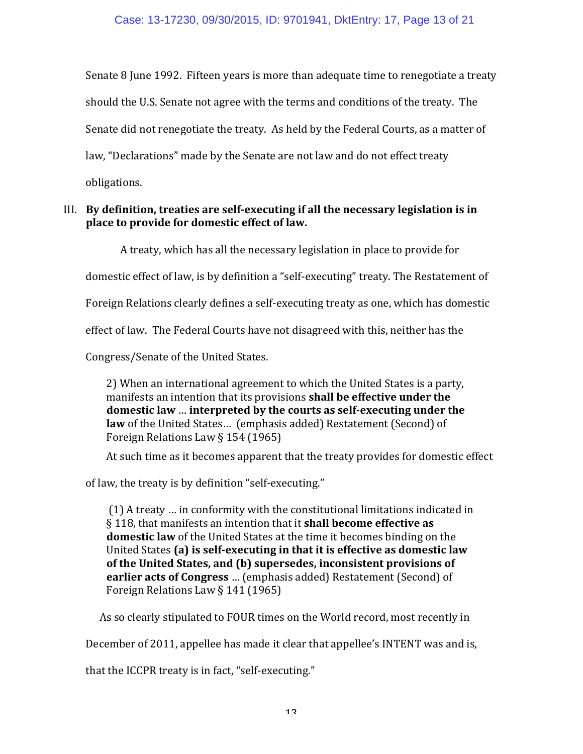Senate 8 June 1992. Fifteen years is more than adequate time to renegotiate a treaty should the U.S. Senate not agree with the terms and conditions of the treaty. The Senate did not renegotiate the treaty. As held by the Federal Courts, as a matter of law, "Declarations" made by the Senate are not law and do not effect treaty obligations.

### III. By definition, treaties are self-executing if all the necessary legislation is in place to provide for domestic effect of law.

A treaty, which has all the necessary legislation in place to provide for domestic effect of law, is by definition a "self-executing" treaty. The Restatement of Foreign Relations clearly defines a self-executing treaty as one, which has domestic effect of law. The Federal Courts have not disagreed with this, neither has the Congress/Senate of the United States.

> 2) When an international agreement to which the United States is a party, manifests an intention that its provisions **shall be effective under the domestic law** … **interpreted by the courts as self-executing under the law** of the United States… (emphasis added) Restatement (Second) of Foreign Relations Law § 154 (1965)

At such time as it becomes apparent that the treaty provides for domestic effect of law, the treaty is by definition "self-executing."

> (1) A treaty … in conformity with the constitutional limitations indicated in § 118, that manifests an intention that it **shall become effective as domestic law** of the United States at the time it becomes binding on the United States **(a) is self-executing in that it is effective as domestic law of the United States, and (b) supersedes, inconsistent provisions of earlier acts of Congress** … (emphasis added) Restatement (Second) of Foreign Relations Law § 141 (1965)

As so clearly stipulated to FOUR times on the World record, most recently in December of 2011, appellee has made it clear that appellee's INTENT was and is, that the ICCPR treaty is in fact, "self-executing."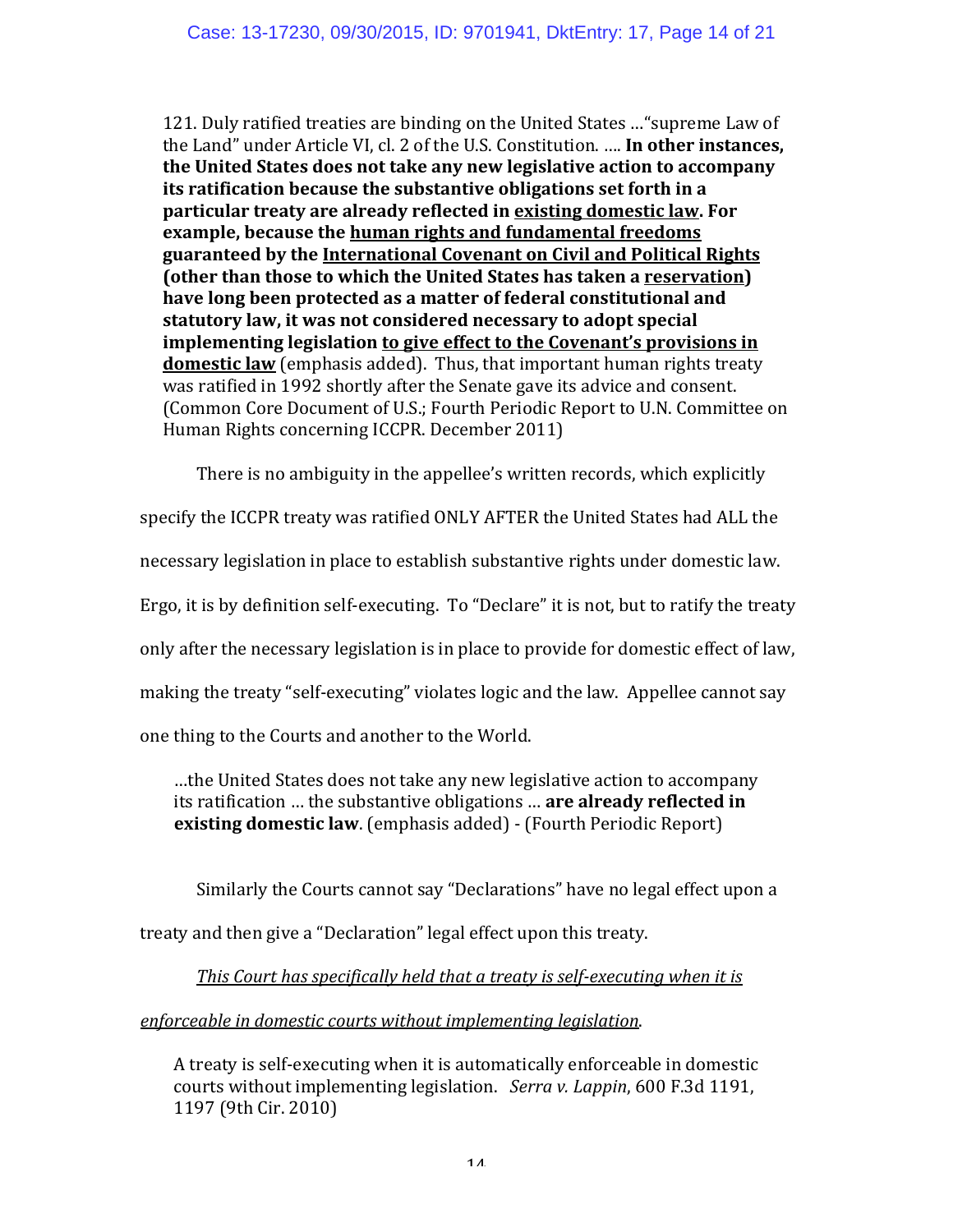> 121. Duly ratified treaties are binding on the United States …"supreme Law of the Land" under Article VI, cl. 2 of the U.S. Constitution. …. **In other instances, the United States does not take any new legislative action to accompany its ratification because the substantive obligations set forth in a particular treaty are already reflected in <u>existing domestic law</u>. For example, because the <u>human rights and fundamental freedoms</u> guaranteed by the <u>International Covenant on Civil and Political Rights</u> (other than those to which the United States has taken a <u>reservation</u>) have long been protected as a matter of federal constitutional and statutory law, it was not considered necessary to adopt special implementing legislation <u>to give effect to the Covenant's provisions in domestic law</u>** (emphasis added). Thus, that important human rights treaty was ratified in 1992 shortly after the Senate gave its advice and consent. (Common Core Document of U.S.; Fourth Periodic Report to U.N. Committee on Human Rights concerning ICCPR. December 2011)

There is no ambiguity in the appellee's written records, which explicitly specify the ICCPR treaty was ratified ONLY AFTER the United States had ALL the necessary legislation in place to establish substantive rights under domestic law. Ergo, it is by definition self-executing. To "Declare" it is not, but to ratify the treaty only after the necessary legislation is in place to provide for domestic effect of law, making the treaty "self-executing" violates logic and the law. Appellee cannot say one thing to the Courts and another to the World.

> …the United States does not take any new legislative action to accompany its ratification … the substantive obligations … **are already reflected in existing domestic law**. (emphasis added) - (Fourth Periodic Report)

Similarly the Courts cannot say "Declarations" have no legal effect upon a treaty and then give a "Declaration" legal effect upon this treaty.

*<u>This Court has specifically held that a treaty is self-executing when it is enforceable in domestic courts without implementing legislation</u>.*

> A treaty is self-executing when it is automatically enforceable in domestic courts without implementing legislation. *Serra v. Lappin*, 600 F.3d 1191, 1197 (9th Cir. 2010)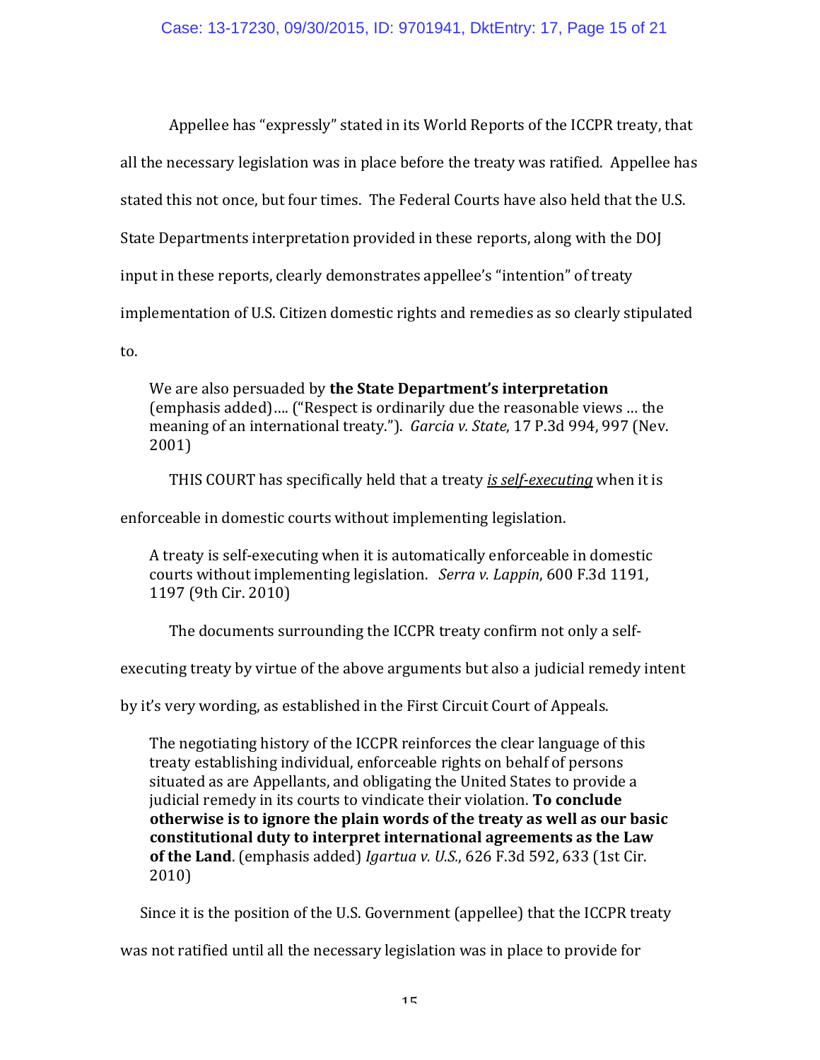Appellee has "expressly" stated in its World Reports of the ICCPR treaty, that all the necessary legislation was in place before the treaty was ratified. Appellee has stated this not once, but four times. The Federal Courts have also held that the U.S. State Departments interpretation provided in these reports, along with the DOJ input in these reports, clearly demonstrates appellee's "intention" of treaty implementation of U.S. Citizen domestic rights and remedies as so clearly stipulated to.

> We are also persuaded by **the State Department's interpretation** (emphasis added)…. ("Respect is ordinarily due the reasonable views … the meaning of an international treaty."). *Garcia v. State*, 17 P.3d 994, 997 (Nev. 2001)

THIS COURT has specifically held that a treaty <u>*is self-executing*</u> when it is enforceable in domestic courts without implementing legislation.

> A treaty is self-executing when it is automatically enforceable in domestic courts without implementing legislation. *Serra v. Lappin*, 600 F.3d 1191, 1197 (9th Cir. 2010)

The documents surrounding the ICCPR treaty confirm not only a self-executing treaty by virtue of the above arguments but also a judicial remedy intent by it's very wording, as established in the First Circuit Court of Appeals.

> The negotiating history of the ICCPR reinforces the clear language of this treaty establishing individual, enforceable rights on behalf of persons situated as are Appellants, and obligating the United States to provide a judicial remedy in its courts to vindicate their violation. **To conclude otherwise is to ignore the plain words of the treaty as well as our basic constitutional duty to interpret international agreements as the Law of the Land**. (emphasis added) *Igartua v. U.S.*, 626 F.3d 592, 633 (1st Cir. 2010)

Since it is the position of the U.S. Government (appellee) that the ICCPR treaty was not ratified until all the necessary legislation was in place to provide for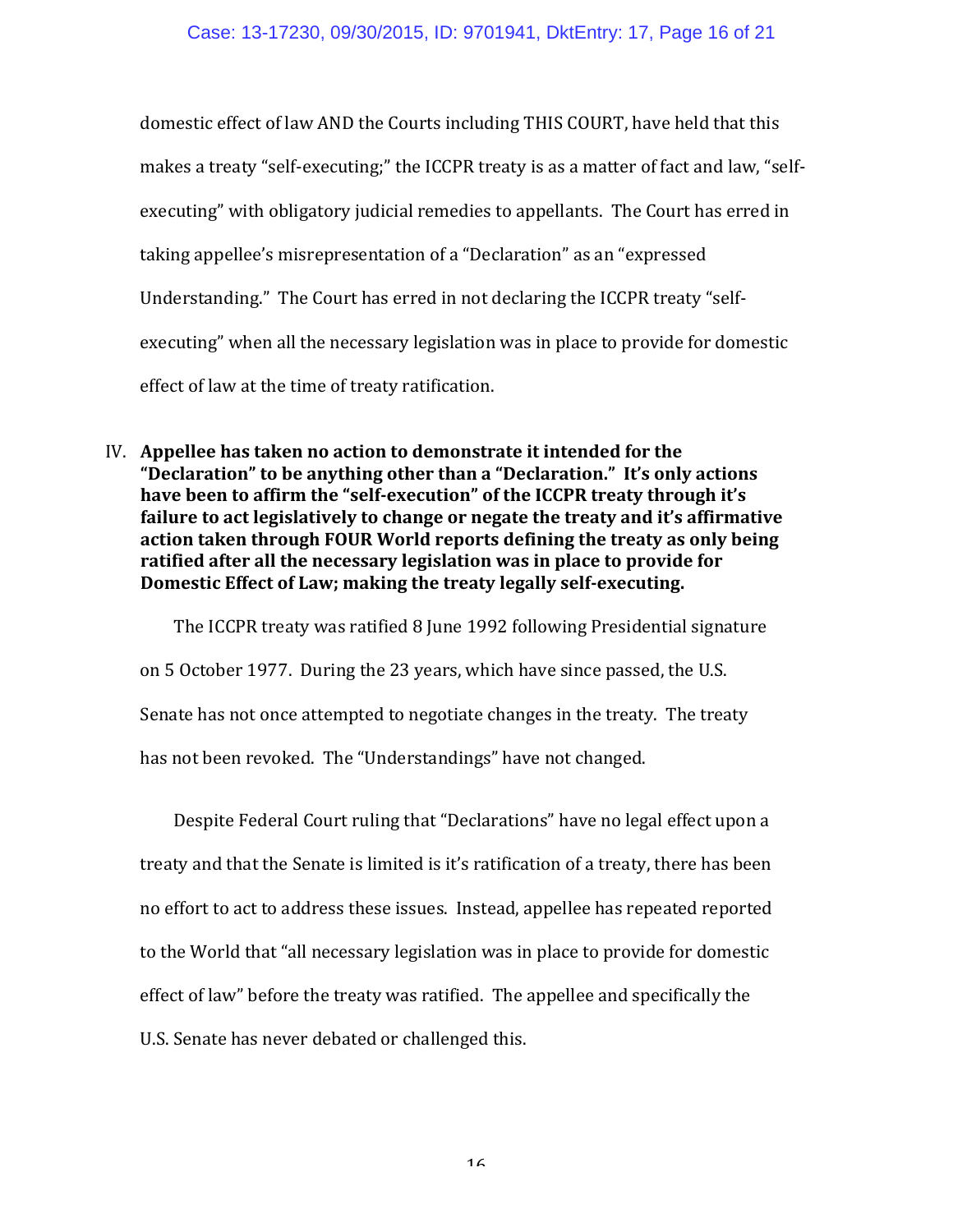domestic effect of law AND the Courts including THIS COURT, have held that this makes a treaty "self-executing;" the ICCPR treaty is as a matter of fact and law, "self-executing" with obligatory judicial remedies to appellants. The Court has erred in taking appellee's misrepresentation of a "Declaration" as an "expressed Understanding." The Court has erred in not declaring the ICCPR treaty "self-executing" when all the necessary legislation was in place to provide for domestic effect of law at the time of treaty ratification.

IV. **Appellee has taken no action to demonstrate it intended for the "Declaration" to be anything other than a "Declaration." It's only actions have been to affirm the "self-execution" of the ICCPR treaty through it's failure to act legislatively to change or negate the treaty and it's affirmative action taken through FOUR World reports defining the treaty as only being ratified after all the necessary legislation was in place to provide for Domestic Effect of Law; making the treaty legally self-executing.**

The ICCPR treaty was ratified 8 June 1992 following Presidential signature on 5 October 1977. During the 23 years, which have since passed, the U.S. Senate has not once attempted to negotiate changes in the treaty. The treaty has not been revoked. The "Understandings" have not changed.

Despite Federal Court ruling that "Declarations" have no legal effect upon a treaty and that the Senate is limited is it's ratification of a treaty, there has been no effort to act to address these issues. Instead, appellee has repeated reported to the World that "all necessary legislation was in place to provide for domestic effect of law" before the treaty was ratified. The appellee and specifically the U.S. Senate has never debated or challenged this.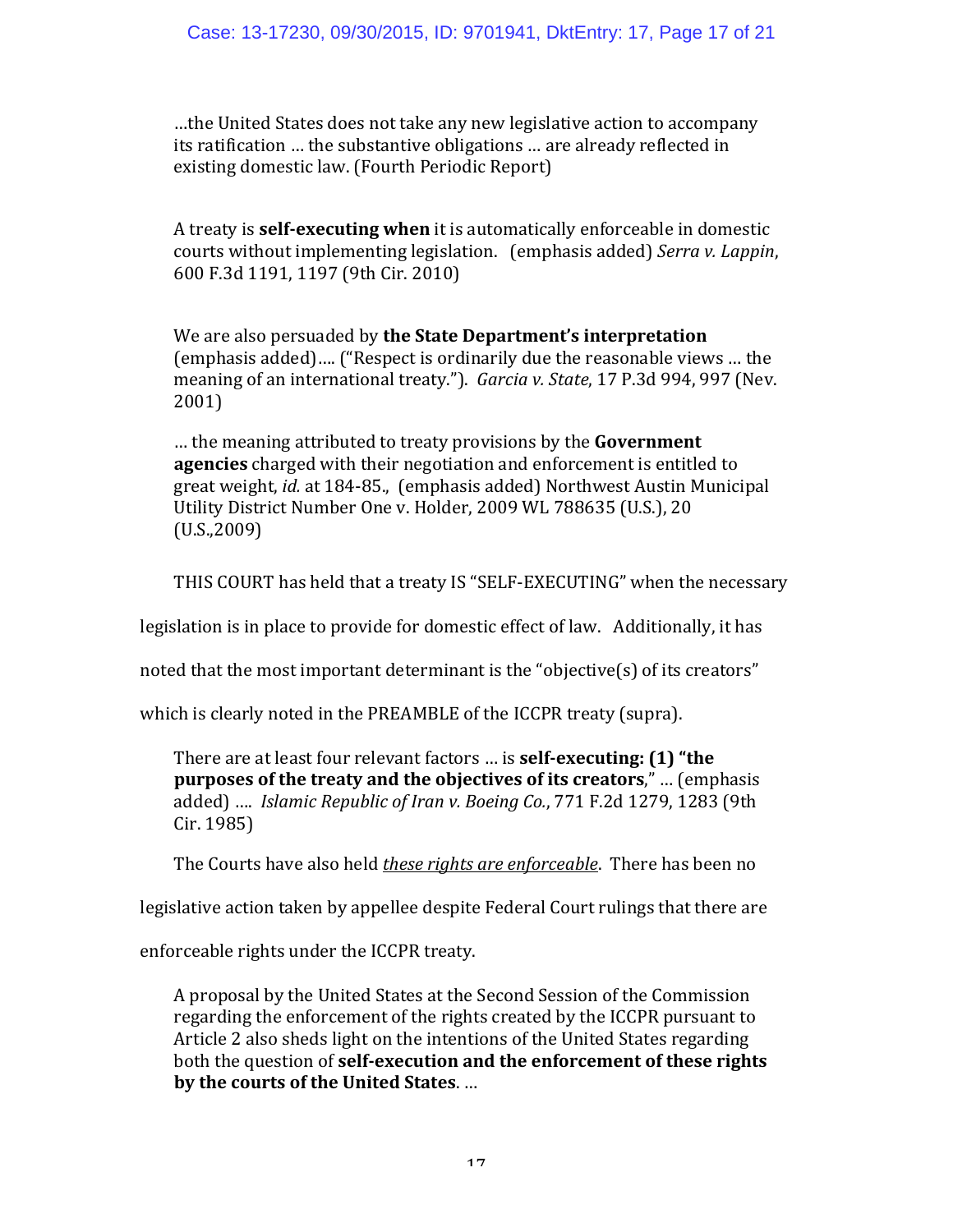> …the United States does not take any new legislative action to accompany its ratification … the substantive obligations … are already reflected in existing domestic law. (Fourth Periodic Report)

> A treaty is **self-executing when** it is automatically enforceable in domestic courts without implementing legislation. (emphasis added) *Serra v. Lappin*, 600 F.3d 1191, 1197 (9th Cir. 2010)

> We are also persuaded by **the State Department's interpretation** (emphasis added)…. ("Respect is ordinarily due the reasonable views … the meaning of an international treaty."). *Garcia v. State*, 17 P.3d 994, 997 (Nev. 2001)

> … the meaning attributed to treaty provisions by the **Government agencies** charged with their negotiation and enforcement is entitled to great weight, *id.* at 184-85., (emphasis added) Northwest Austin Municipal Utility District Number One v. Holder, 2009 WL 788635 (U.S.), 20 (U.S.,2009)

THIS COURT has held that a treaty IS "SELF-EXECUTING" when the necessary legislation is in place to provide for domestic effect of law. Additionally, it has noted that the most important determinant is the "objective(s) of its creators" which is clearly noted in the PREAMBLE of the ICCPR treaty (supra).

> There are at least four relevant factors … is **self-executing: (1) "the purposes of the treaty and the objectives of its creators**," … (emphasis added) …. *Islamic Republic of Iran v. Boeing Co.*, 771 F.2d 1279, 1283 (9th Cir. 1985)

The Courts have also held <u>*these rights are enforceable*</u>. There has been no legislative action taken by appellee despite Federal Court rulings that there are enforceable rights under the ICCPR treaty.

> A proposal by the United States at the Second Session of the Commission regarding the enforcement of the rights created by the ICCPR pursuant to Article 2 also sheds light on the intentions of the United States regarding both the question of **self-execution and the enforcement of these rights by the courts of the United States**. …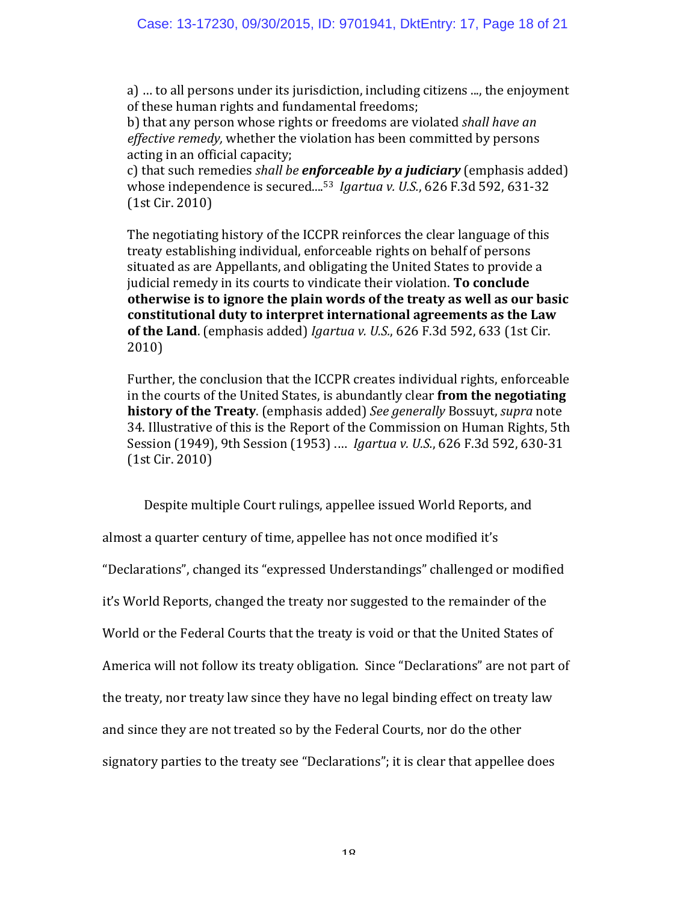a) … to all persons under its jurisdiction, including citizens ..., the enjoyment of these human rights and fundamental freedoms;
b) that any person whose rights or freedoms are violated *shall have an effective remedy,* whether the violation has been committed by persons acting in an official capacity;
c) that such remedies *shall be* ***enforceable by a judiciary*** (emphasis added) whose independence is secured....[53] *Igartua v. U.S.*, 626 F.3d 592, 631-32 (1st Cir. 2010)

The negotiating history of the ICCPR reinforces the clear language of this treaty establishing individual, enforceable rights on behalf of persons situated as are Appellants, and obligating the United States to provide a judicial remedy in its courts to vindicate their violation. **To conclude otherwise is to ignore the plain words of the treaty as well as our basic constitutional duty to interpret international agreements as the Law of the Land**. (emphasis added) *Igartua v. U.S.*, 626 F.3d 592, 633 (1st Cir. 2010)

Further, the conclusion that the ICCPR creates individual rights, enforceable in the courts of the United States, is abundantly clear **from the negotiating history of the Treaty**. (emphasis added) *See generally* Bossuyt, *supra* note 34. Illustrative of this is the Report of the Commission on Human Rights, 5th Session (1949), 9th Session (1953) …. *Igartua v. U.S.*, 626 F.3d 592, 630-31 (1st Cir. 2010)

Despite multiple Court rulings, appellee issued World Reports, and almost a quarter century of time, appellee has not once modified it's "Declarations", changed its "expressed Understandings" challenged or modified it's World Reports, changed the treaty nor suggested to the remainder of the World or the Federal Courts that the treaty is void or that the United States of America will not follow its treaty obligation. Since "Declarations" are not part of the treaty, nor treaty law since they have no legal binding effect on treaty law and since they are not treated so by the Federal Courts, nor do the other signatory parties to the treaty see "Declarations"; it is clear that appellee does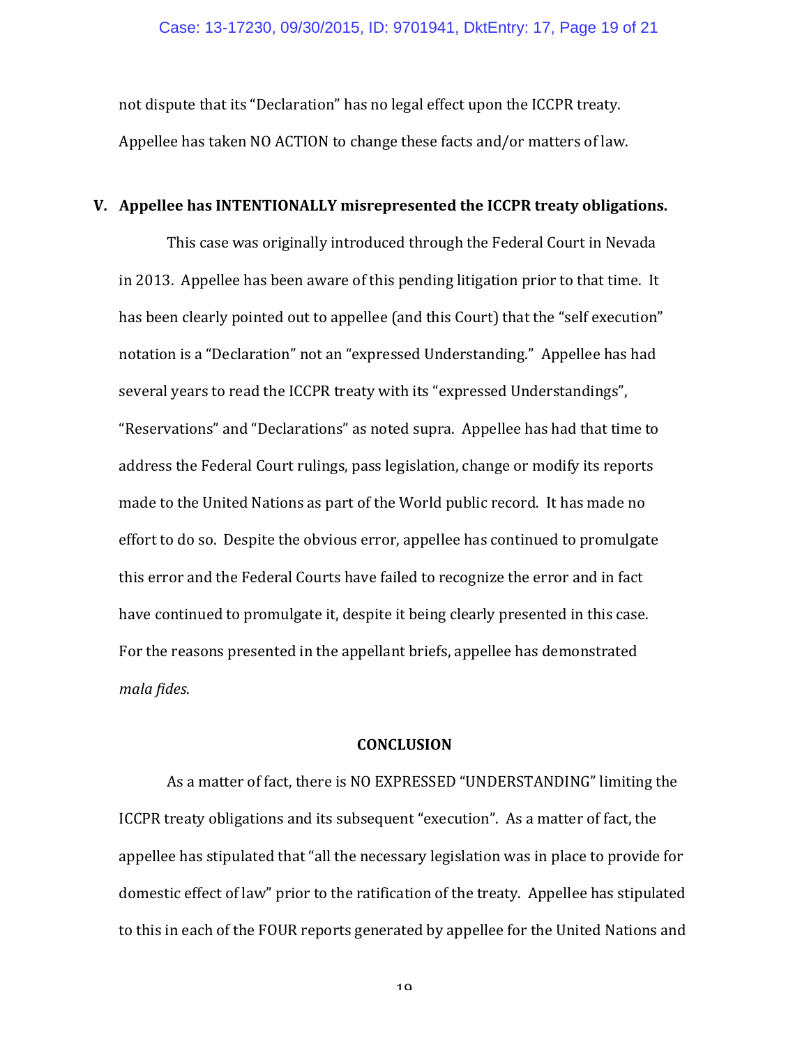not dispute that its "Declaration" has no legal effect upon the ICCPR treaty. Appellee has taken NO ACTION to change these facts and/or matters of law.

## V. Appellee has INTENTIONALLY misrepresented the ICCPR treaty obligations.

This case was originally introduced through the Federal Court in Nevada in 2013. Appellee has been aware of this pending litigation prior to that time. It has been clearly pointed out to appellee (and this Court) that the "self execution" notation is a "Declaration" not an "expressed Understanding." Appellee has had several years to read the ICCPR treaty with its "expressed Understandings", "Reservations" and "Declarations" as noted supra. Appellee has had that time to address the Federal Court rulings, pass legislation, change or modify its reports made to the United Nations as part of the World public record. It has made no effort to do so. Despite the obvious error, appellee has continued to promulgate this error and the Federal Courts have failed to recognize the error and in fact have continued to promulgate it, despite it being clearly presented in this case. For the reasons presented in the appellant briefs, appellee has demonstrated *mala fides*.

## CONCLUSION

As a matter of fact, there is NO EXPRESSED "UNDERSTANDING" limiting the ICCPR treaty obligations and its subsequent "execution". As a matter of fact, the appellee has stipulated that "all the necessary legislation was in place to provide for domestic effect of law" prior to the ratification of the treaty. Appellee has stipulated to this in each of the FOUR reports generated by appellee for the United Nations and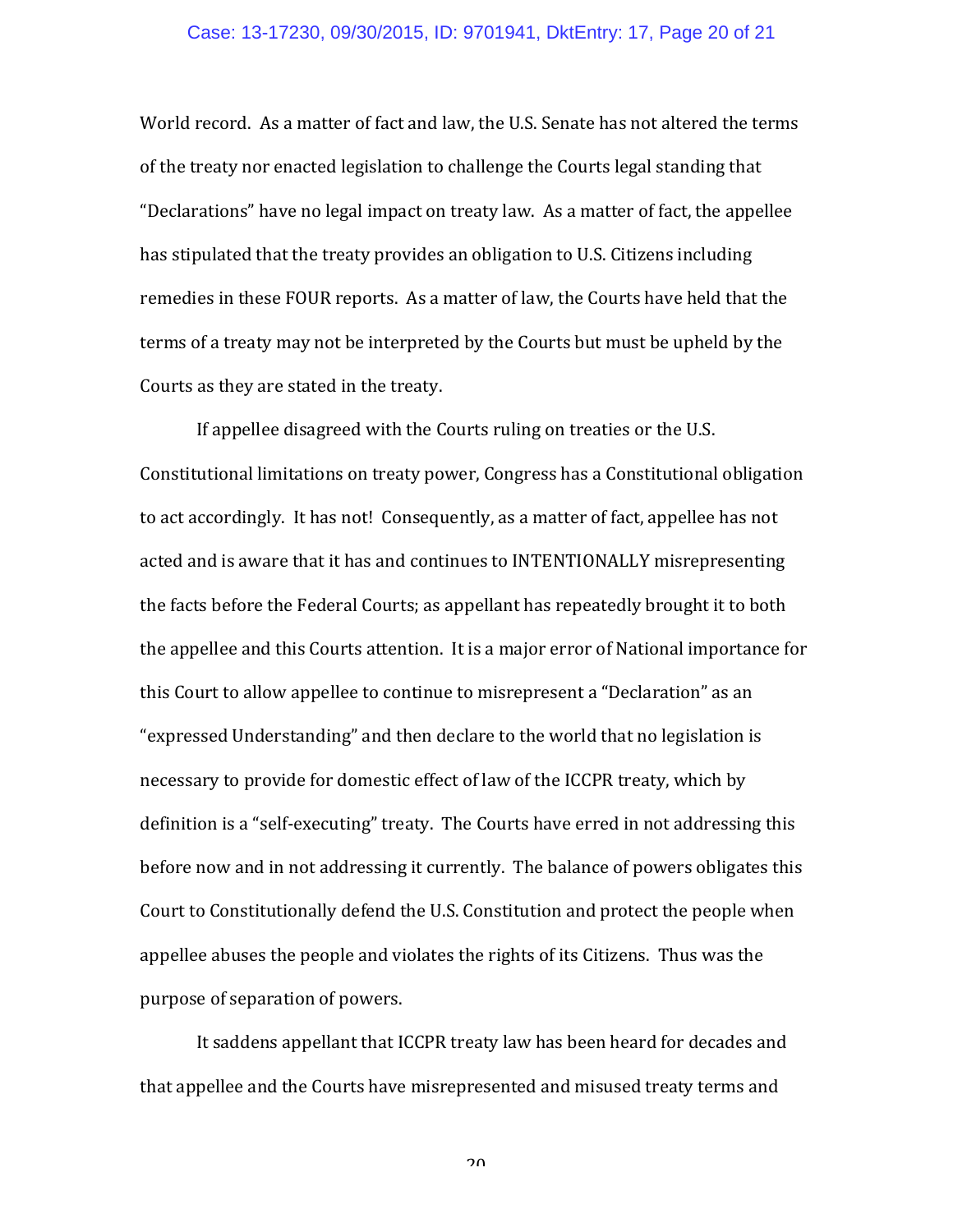World record. As a matter of fact and law, the U.S. Senate has not altered the terms of the treaty nor enacted legislation to challenge the Courts legal standing that "Declarations" have no legal impact on treaty law. As a matter of fact, the appellee has stipulated that the treaty provides an obligation to U.S. Citizens including remedies in these FOUR reports. As a matter of law, the Courts have held that the terms of a treaty may not be interpreted by the Courts but must be upheld by the Courts as they are stated in the treaty.

If appellee disagreed with the Courts ruling on treaties or the U.S. Constitutional limitations on treaty power, Congress has a Constitutional obligation to act accordingly. It has not! Consequently, as a matter of fact, appellee has not acted and is aware that it has and continues to INTENTIONALLY misrepresenting the facts before the Federal Courts; as appellant has repeatedly brought it to both the appellee and this Courts attention. It is a major error of National importance for this Court to allow appellee to continue to misrepresent a "Declaration" as an "expressed Understanding" and then declare to the world that no legislation is necessary to provide for domestic effect of law of the ICCPR treaty, which by definition is a "self-executing" treaty. The Courts have erred in not addressing this before now and in not addressing it currently. The balance of powers obligates this Court to Constitutionally defend the U.S. Constitution and protect the people when appellee abuses the people and violates the rights of its Citizens. Thus was the purpose of separation of powers.

It saddens appellant that ICCPR treaty law has been heard for decades and that appellee and the Courts have misrepresented and misused treaty terms and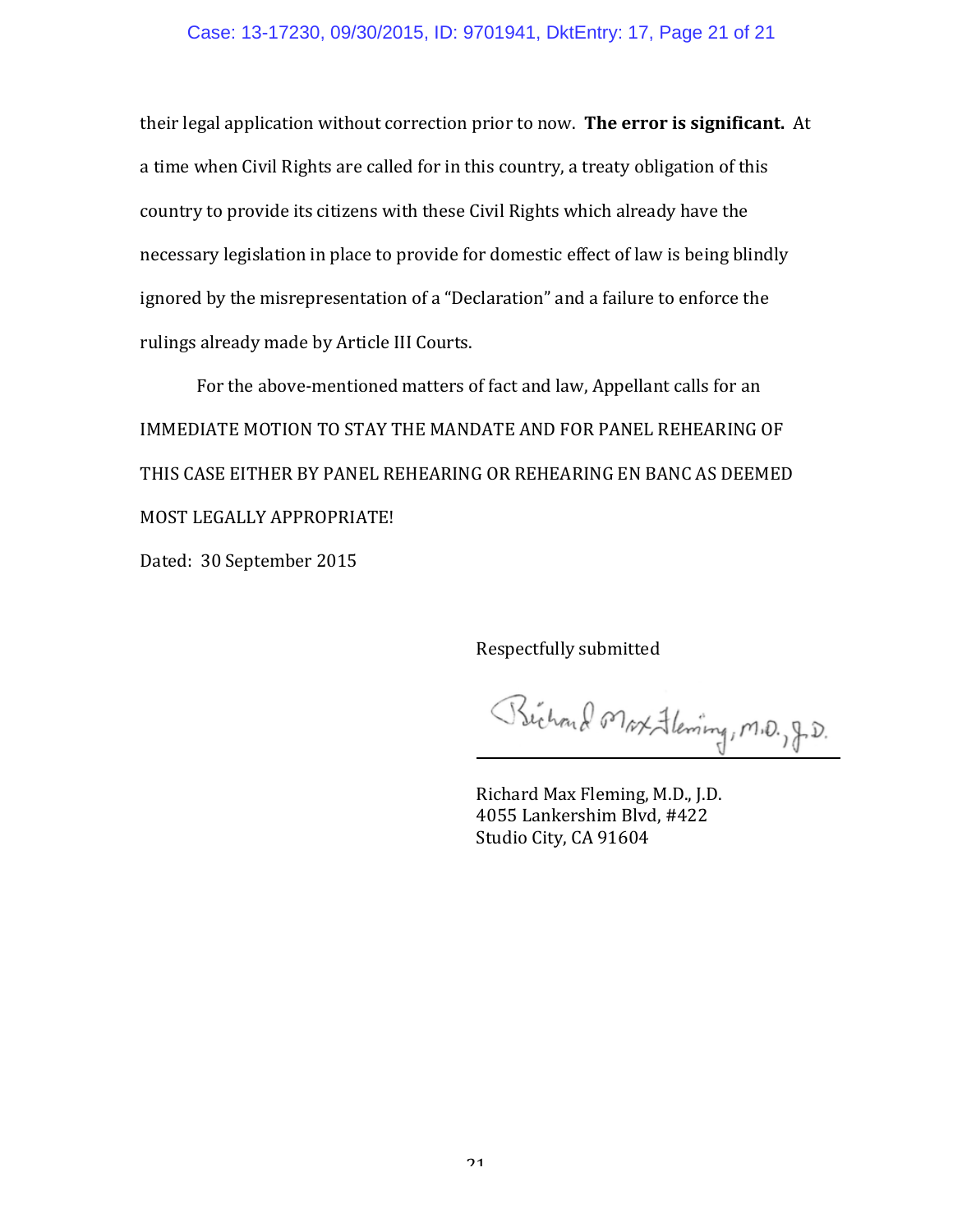their legal application without correction prior to now. **The error is significant.** At a time when Civil Rights are called for in this country, a treaty obligation of this country to provide its citizens with these Civil Rights which already have the necessary legislation in place to provide for domestic effect of law is being blindly ignored by the misrepresentation of a "Declaration" and a failure to enforce the rulings already made by Article III Courts.

For the above-mentioned matters of fact and law, Appellant calls for an IMMEDIATE MOTION TO STAY THE MANDATE AND FOR PANEL REHEARING OF THIS CASE EITHER BY PANEL REHEARING OR REHEARING EN BANC AS DEEMED MOST LEGALLY APPROPRIATE!

Dated: 30 September 2015

Respectfully submitted

Richard Max Fleming, M.D., J.D.

Richard Max Fleming, M.D., J.D.
4055 Lankershim Blvd, #422
Studio City, CA 91604